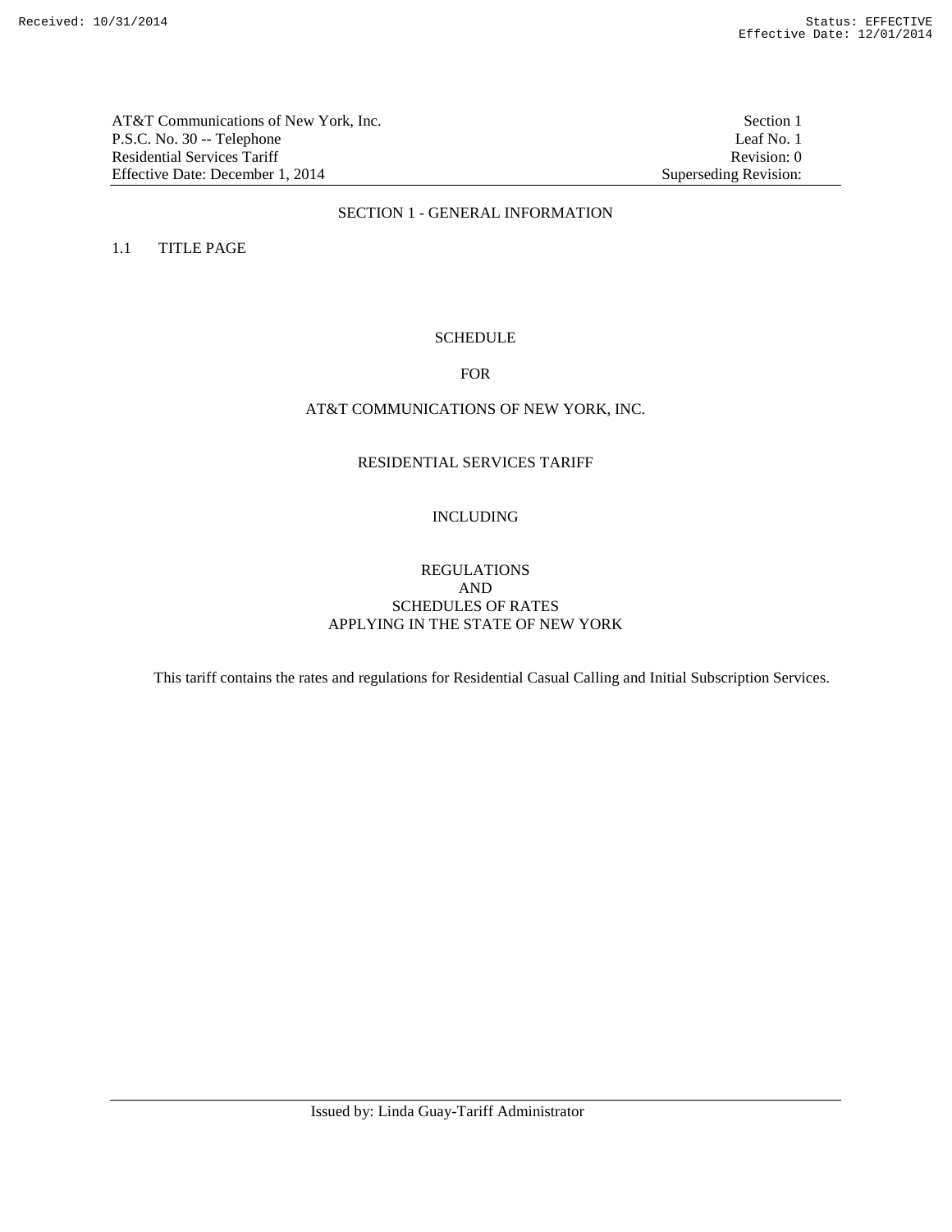AT&T Communications of New York, Inc.
P.S.C. No. 30 -- Telephone
Residential Services Tariff
Effective Date: December 1, 2014

Section 1
Leaf No. 1
Revision: 0
Superseding Revision:

# SECTION 1 - GENERAL INFORMATION

## 1.1 TITLE PAGE

SCHEDULE

FOR

AT&T COMMUNICATIONS OF NEW YORK, INC.

RESIDENTIAL SERVICES TARIFF

INCLUDING

REGULATIONS
AND
SCHEDULES OF RATES
APPLYING IN THE STATE OF NEW YORK

This tariff contains the rates and regulations for Residential Casual Calling and Initial Subscription Services.

Issued by: Linda Guay-Tariff Administrator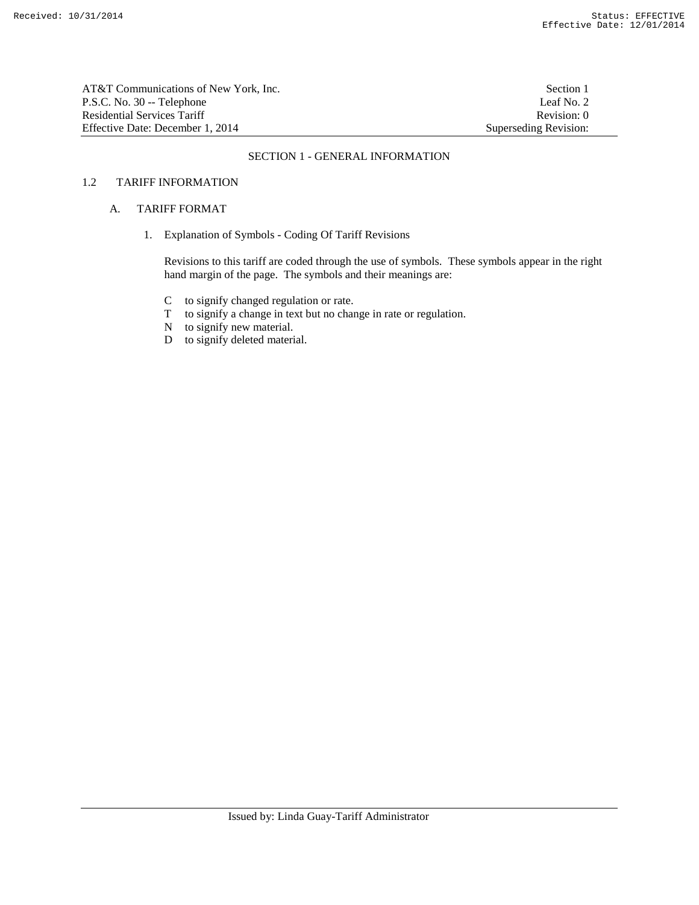# SECTION 1 - GENERAL INFORMATION

## 1.2 TARIFF INFORMATION

### A. TARIFF FORMAT

1. Explanation of Symbols - Coding Of Tariff Revisions

   Revisions to this tariff are coded through the use of symbols. These symbols appear in the right hand margin of the page. The symbols and their meanings are:

   - C to signify changed regulation or rate.
   - T to signify a change in text but no change in rate or regulation.
   - N to signify new material.
   - D to signify deleted material.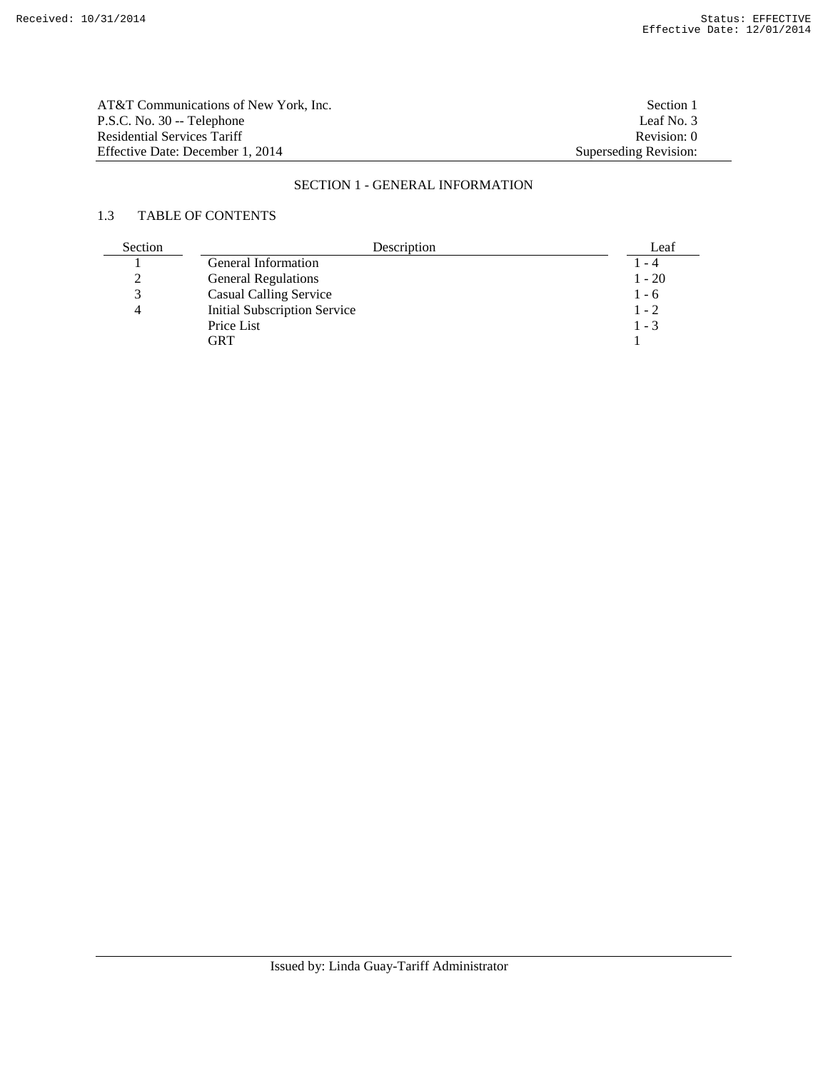# SECTION 1 - GENERAL INFORMATION

## 1.3 TABLE OF CONTENTS

| Section | Description | Leaf |
|---|---|---|
| 1 | General Information | 1 - 4 |
| 2 | General Regulations | 1 - 20 |
| 3 | Casual Calling Service | 1 - 6 |
| 4 | Initial Subscription Service | 1 - 2 |
| | Price List | 1 - 3 |
| | GRT | 1 |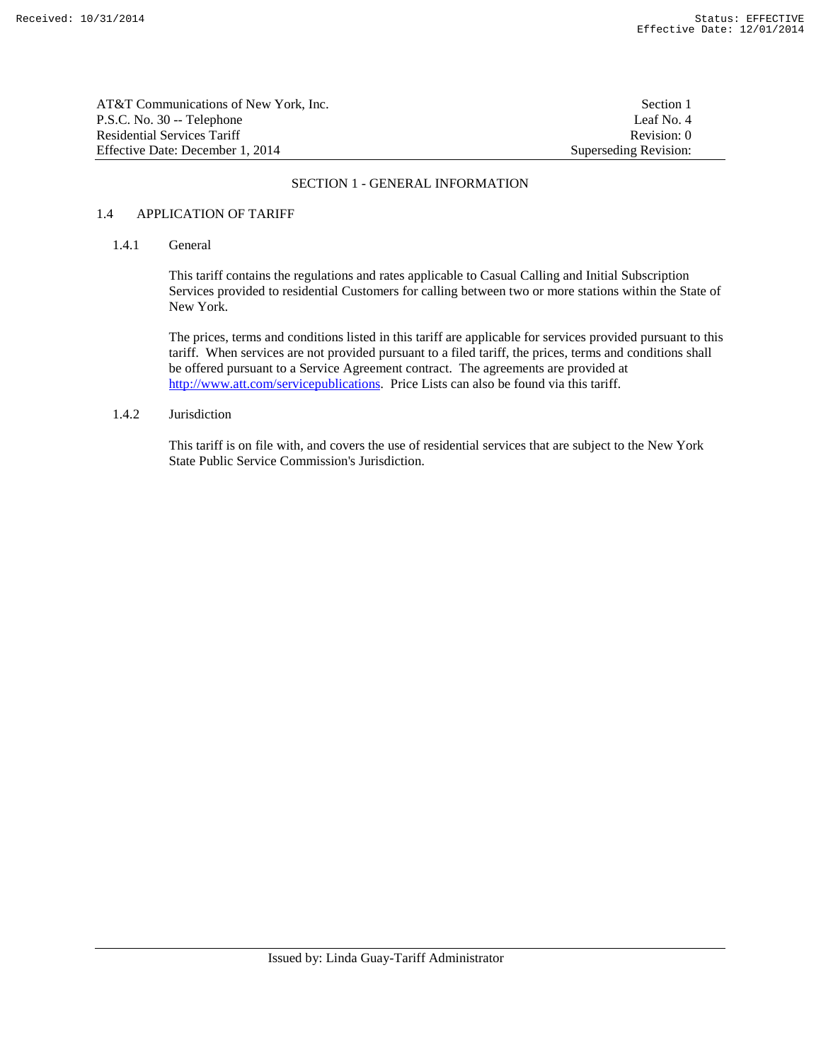## SECTION 1 - GENERAL INFORMATION

### 1.4 APPLICATION OF TARIFF

#### 1.4.1 General

This tariff contains the regulations and rates applicable to Casual Calling and Initial Subscription Services provided to residential Customers for calling between two or more stations within the State of New York.

The prices, terms and conditions listed in this tariff are applicable for services provided pursuant to this tariff. When services are not provided pursuant to a filed tariff, the prices, terms and conditions shall be offered pursuant to a Service Agreement contract. The agreements are provided at http://www.att.com/servicepublications. Price Lists can also be found via this tariff.

#### 1.4.2 Jurisdiction

This tariff is on file with, and covers the use of residential services that are subject to the New York State Public Service Commission's Jurisdiction.